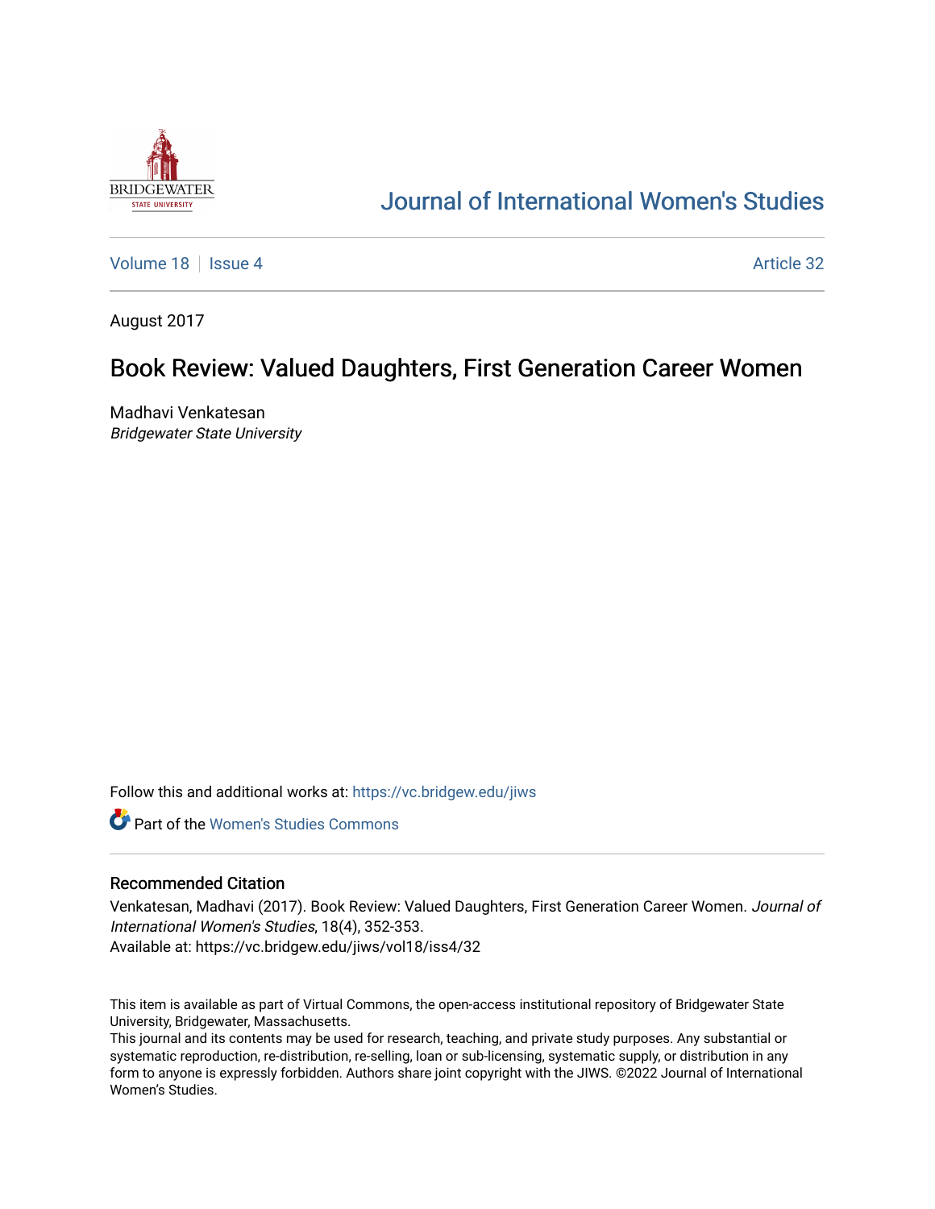# Journal of International Women's Studies

Volume 18 | Issue 4 | Article 32

August 2017

## Book Review: Valued Daughters, First Generation Career Women

Madhavi Venkatesan
*Bridgewater State University*

Follow this and additional works at: https://vc.bridgew.edu/jiws

Part of the Women's Studies Commons

### Recommended Citation

Venkatesan, Madhavi (2017). Book Review: Valued Daughters, First Generation Career Women. *Journal of International Women's Studies*, 18(4), 352-353.
Available at: https://vc.bridgew.edu/jiws/vol18/iss4/32

This item is available as part of Virtual Commons, the open-access institutional repository of Bridgewater State University, Bridgewater, Massachusetts.
This journal and its contents may be used for research, teaching, and private study purposes. Any substantial or systematic reproduction, re-distribution, re-selling, loan or sub-licensing, systematic supply, or distribution in any form to anyone is expressly forbidden. Authors share joint copyright with the JIWS. ©2022 Journal of International Women's Studies.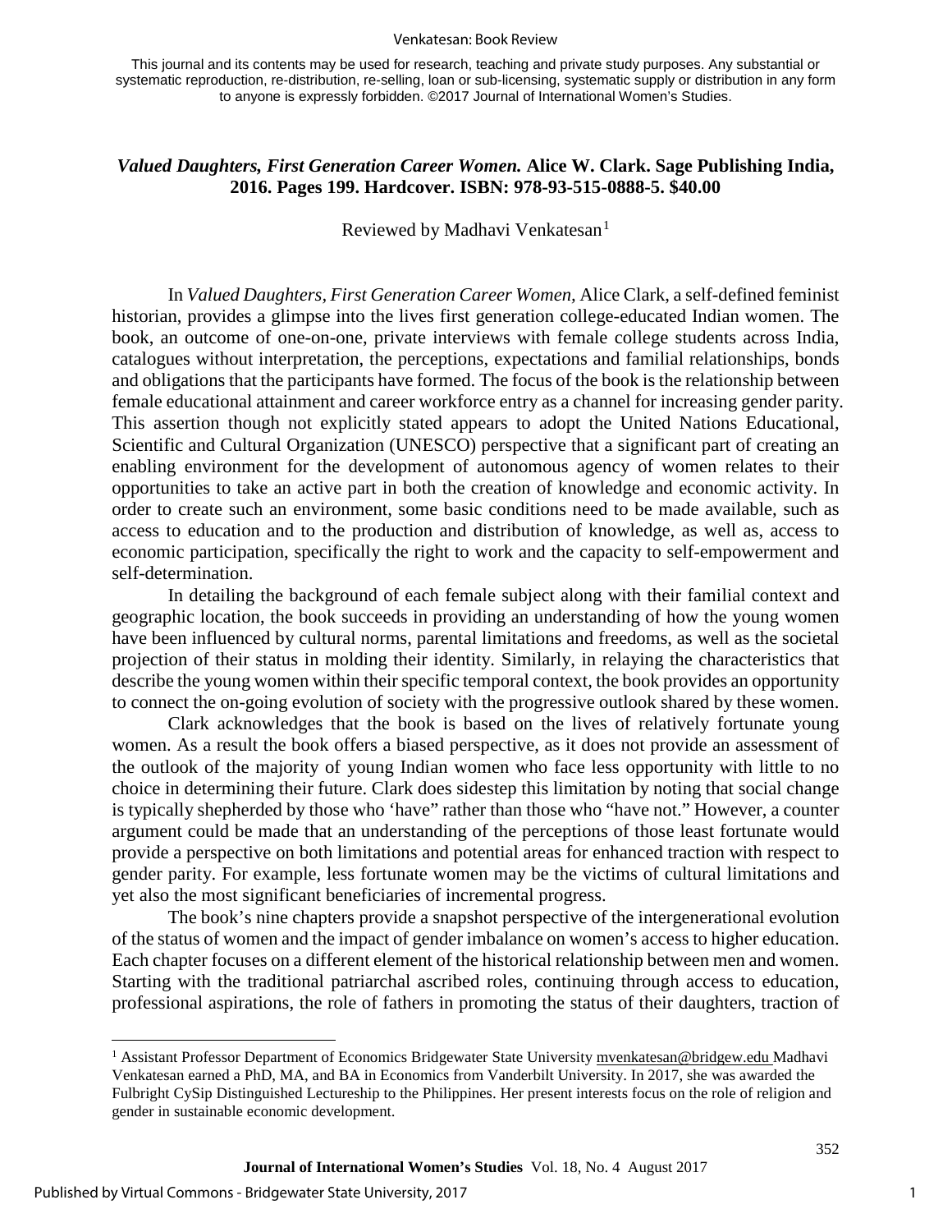This journal and its contents may be used for research, teaching and private study purposes. Any substantial or systematic reproduction, re-distribution, re-selling, loan or sub-licensing, systematic supply or distribution in any form to anyone is expressly forbidden. ©2017 Journal of International Women's Studies.

## *Valued Daughters, First Generation Career Women.* Alice W. Clark. Sage Publishing India, 2016. Pages 199. Hardcover. ISBN: 978-93-515-0888-5. $40.00

Reviewed by Madhavi Venkatesan[1]

In *Valued Daughters, First Generation Career Women*, Alice Clark, a self-defined feminist historian, provides a glimpse into the lives first generation college-educated Indian women. The book, an outcome of one-on-one, private interviews with female college students across India, catalogues without interpretation, the perceptions, expectations and familial relationships, bonds and obligations that the participants have formed. The focus of the book is the relationship between female educational attainment and career workforce entry as a channel for increasing gender parity. This assertion though not explicitly stated appears to adopt the United Nations Educational, Scientific and Cultural Organization (UNESCO) perspective that a significant part of creating an enabling environment for the development of autonomous agency of women relates to their opportunities to take an active part in both the creation of knowledge and economic activity. In order to create such an environment, some basic conditions need to be made available, such as access to education and to the production and distribution of knowledge, as well as, access to economic participation, specifically the right to work and the capacity to self-empowerment and self-determination.

In detailing the background of each female subject along with their familial context and geographic location, the book succeeds in providing an understanding of how the young women have been influenced by cultural norms, parental limitations and freedoms, as well as the societal projection of their status in molding their identity. Similarly, in relaying the characteristics that describe the young women within their specific temporal context, the book provides an opportunity to connect the on-going evolution of society with the progressive outlook shared by these women.

Clark acknowledges that the book is based on the lives of relatively fortunate young women. As a result the book offers a biased perspective, as it does not provide an assessment of the outlook of the majority of young Indian women who face less opportunity with little to no choice in determining their future. Clark does sidestep this limitation by noting that social change is typically shepherded by those who 'have" rather than those who "have not." However, a counter argument could be made that an understanding of the perceptions of those least fortunate would provide a perspective on both limitations and potential areas for enhanced traction with respect to gender parity. For example, less fortunate women may be the victims of cultural limitations and yet also the most significant beneficiaries of incremental progress.

The book's nine chapters provide a snapshot perspective of the intergenerational evolution of the status of women and the impact of gender imbalance on women's access to higher education. Each chapter focuses on a different element of the historical relationship between men and women. Starting with the traditional patriarchal ascribed roles, continuing through access to education, professional aspirations, the role of fathers in promoting the status of their daughters, traction of

[1] Assistant Professor Department of Economics Bridgewater State University mvenkatesan@bridgew.edu Madhavi Venkatesan earned a PhD, MA, and BA in Economics from Vanderbilt University. In 2017, she was awarded the Fulbright CySip Distinguished Lectureship to the Philippines. Her present interests focus on the role of religion and gender in sustainable economic development.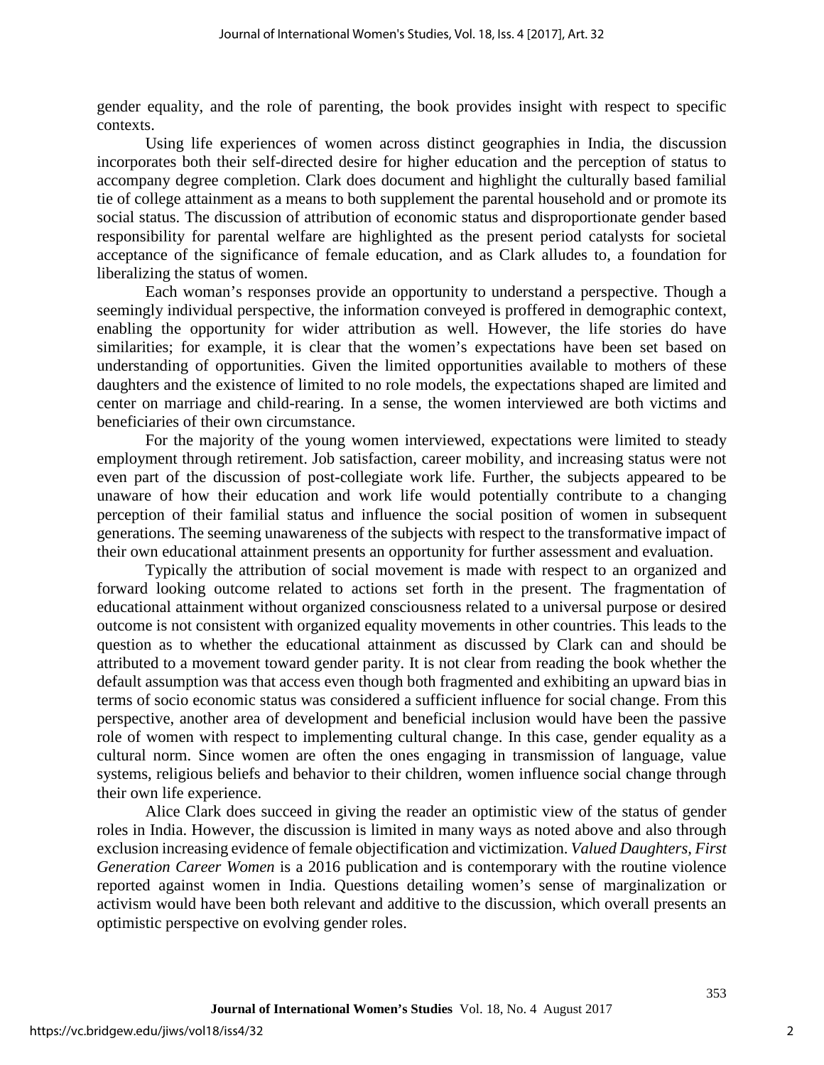gender equality, and the role of parenting, the book provides insight with respect to specific contexts.

Using life experiences of women across distinct geographies in India, the discussion incorporates both their self-directed desire for higher education and the perception of status to accompany degree completion. Clark does document and highlight the culturally based familial tie of college attainment as a means to both supplement the parental household and or promote its social status. The discussion of attribution of economic status and disproportionate gender based responsibility for parental welfare are highlighted as the present period catalysts for societal acceptance of the significance of female education, and as Clark alludes to, a foundation for liberalizing the status of women.

Each woman's responses provide an opportunity to understand a perspective. Though a seemingly individual perspective, the information conveyed is proffered in demographic context, enabling the opportunity for wider attribution as well. However, the life stories do have similarities; for example, it is clear that the women's expectations have been set based on understanding of opportunities. Given the limited opportunities available to mothers of these daughters and the existence of limited to no role models, the expectations shaped are limited and center on marriage and child-rearing. In a sense, the women interviewed are both victims and beneficiaries of their own circumstance.

For the majority of the young women interviewed, expectations were limited to steady employment through retirement. Job satisfaction, career mobility, and increasing status were not even part of the discussion of post-collegiate work life. Further, the subjects appeared to be unaware of how their education and work life would potentially contribute to a changing perception of their familial status and influence the social position of women in subsequent generations. The seeming unawareness of the subjects with respect to the transformative impact of their own educational attainment presents an opportunity for further assessment and evaluation.

Typically the attribution of social movement is made with respect to an organized and forward looking outcome related to actions set forth in the present. The fragmentation of educational attainment without organized consciousness related to a universal purpose or desired outcome is not consistent with organized equality movements in other countries. This leads to the question as to whether the educational attainment as discussed by Clark can and should be attributed to a movement toward gender parity. It is not clear from reading the book whether the default assumption was that access even though both fragmented and exhibiting an upward bias in terms of socio economic status was considered a sufficient influence for social change. From this perspective, another area of development and beneficial inclusion would have been the passive role of women with respect to implementing cultural change. In this case, gender equality as a cultural norm. Since women are often the ones engaging in transmission of language, value systems, religious beliefs and behavior to their children, women influence social change through their own life experience.

Alice Clark does succeed in giving the reader an optimistic view of the status of gender roles in India. However, the discussion is limited in many ways as noted above and also through exclusion increasing evidence of female objectification and victimization. *Valued Daughters, First Generation Career Women* is a 2016 publication and is contemporary with the routine violence reported against women in India. Questions detailing women's sense of marginalization or activism would have been both relevant and additive to the discussion, which overall presents an optimistic perspective on evolving gender roles.